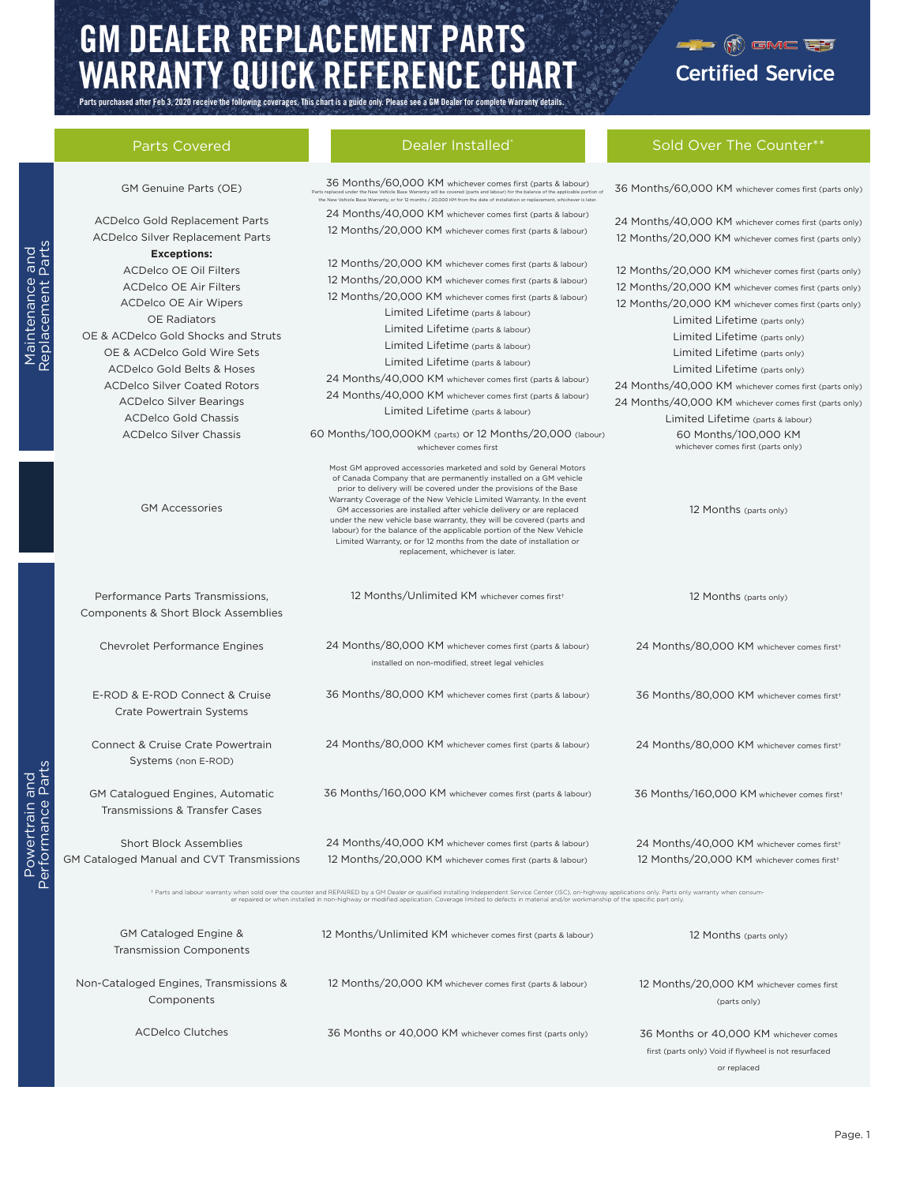# GM DEALER REPLACEMENT PARTS WARRANTY QUICK REFERENCE CHART

Certified Service

Parts purchased after Feb 3, 2020 receive the following coverages. This chart is a guide only. Please see a GM Dealer for complete Warranty details.

| Category | Parts Covered | Dealer Installed* | Sold Over The Counter** |
|---|---|---|---|
| Maintenance and Replacement Parts | GM Genuine Parts (OE) | 36 Months/60,000 KM whichever comes first (parts & labour) Parts replaced under the New Vehicle Base Warranty will be covered (parts and labour) for the balance of the applicable portion of the New Vehicle Base Warranty, or for 12 months / 20,000 KM from the date of installation or replacement, whichever is later. | 36 Months/60,000 KM whichever comes first (parts only) |
| | ACDelco Gold Replacement Parts | 24 Months/40,000 KM whichever comes first (parts & labour) | 24 Months/40,000 KM whichever comes first (parts only) |
| | ACDelco Silver Replacement Parts | 12 Months/20,000 KM whichever comes first (parts & labour) | 12 Months/20,000 KM whichever comes first (parts only) |
| | **Exceptions:** | | |
| | ACDelco OE Oil Filters | 12 Months/20,000 KM whichever comes first (parts & labour) | 12 Months/20,000 KM whichever comes first (parts only) |
| | ACDelco OE Air Filters | 12 Months/20,000 KM whichever comes first (parts & labour) | 12 Months/20,000 KM whichever comes first (parts only) |
| | ACDelco OE Air Wipers | 12 Months/20,000 KM whichever comes first (parts & labour) | 12 Months/20,000 KM whichever comes first (parts only) |
| | OE Radiators | Limited Lifetime (parts & labour) | Limited Lifetime (parts only) |
| | OE & ACDelco Gold Shocks and Struts | Limited Lifetime (parts & labour) | Limited Lifetime (parts only) |
| | OE & ACDelco Gold Wire Sets | Limited Lifetime (parts & labour) | Limited Lifetime (parts only) |
| | ACDelco Gold Belts & Hoses | Limited Lifetime (parts & labour) | Limited Lifetime (parts only) |
| | ACDelco Silver Coated Rotors | 24 Months/40,000 KM whichever comes first (parts & labour) | 24 Months/40,000 KM whichever comes first (parts only) |
| | ACDelco Silver Bearings | 24 Months/40,000 KM whichever comes first (parts & labour) | 24 Months/40,000 KM whichever comes first (parts only) |
| | ACDelco Gold Chassis | Limited Lifetime (parts & labour) | Limited Lifetime (parts & labour) |
| | ACDelco Silver Chassis | 60 Months/100,000KM (parts) or 12 Months/20,000 (labour) whichever comes first | 60 Months/100,000 KM whichever comes first (parts only) |
| | GM Accessories | Most GM approved accessories marketed and sold by General Motors of Canada Company that are permanently installed on a GM vehicle prior to delivery will be covered under the provisions of the Base Warranty Coverage of the New Vehicle Limited Warranty. In the event GM accessories are installed after vehicle delivery or are replaced under the new vehicle base warranty, they will be covered (parts and labour) for the balance of the applicable portion of the New Vehicle Limited Warranty, or for 12 months from the date of installation or replacement, whichever is later. | 12 Months (parts only) |
| Powertrain and Performance Parts | Performance Parts Transmissions, Components & Short Block Assemblies | 12 Months/Unlimited KM whichever comes first† | 12 Months (parts only) |
| | Chevrolet Performance Engines | 24 Months/80,000 KM whichever comes first (parts & labour) installed on non-modified, street legal vehicles | 24 Months/80,000 KM whichever comes first† |
| | E-ROD & E-ROD Connect & Cruise Crate Powertrain Systems | 36 Months/80,000 KM whichever comes first (parts & labour) | 36 Months/80,000 KM whichever comes first† |
| | Connect & Cruise Crate Powertrain Systems (non E-ROD) | 24 Months/80,000 KM whichever comes first (parts & labour) | 24 Months/80,000 KM whichever comes first† |
| | GM Catalogued Engines, Automatic Transmissions & Transfer Cases | 36 Months/160,000 KM whichever comes first (parts & labour) | 36 Months/160,000 KM whichever comes first† |
| | Short Block Assemblies | 24 Months/40,000 KM whichever comes first (parts & labour) | 24 Months/40,000 KM whichever comes first† |
| | GM Cataloged Manual and CVT Transmissions | 12 Months/20,000 KM whichever comes first (parts & labour) | 12 Months/20,000 KM whichever comes first† |
| | GM Cataloged Engine & Transmission Components | 12 Months/Unlimited KM whichever comes first (parts & labour) | 12 Months (parts only) |
| | Non-Cataloged Engines, Transmissions & Components | 12 Months/20,000 KM whichever comes first (parts & labour) | 12 Months/20,000 KM whichever comes first (parts only) |
| | ACDelco Clutches | 36 Months or 40,000 KM whichever comes first (parts only) | 36 Months or 40,000 KM whichever comes first (parts only) Void if flywheel is not resurfaced or replaced |

† Parts and labour warranty when sold over the counter and REPAIRED by a GM Dealer or qualified installing Independent Service Center (ISC), on-highway applications only. Parts only warranty when consumer repaired or when installed in non-highway or modified application. Coverage limited to defects in material and/or workmanship of the specific part only.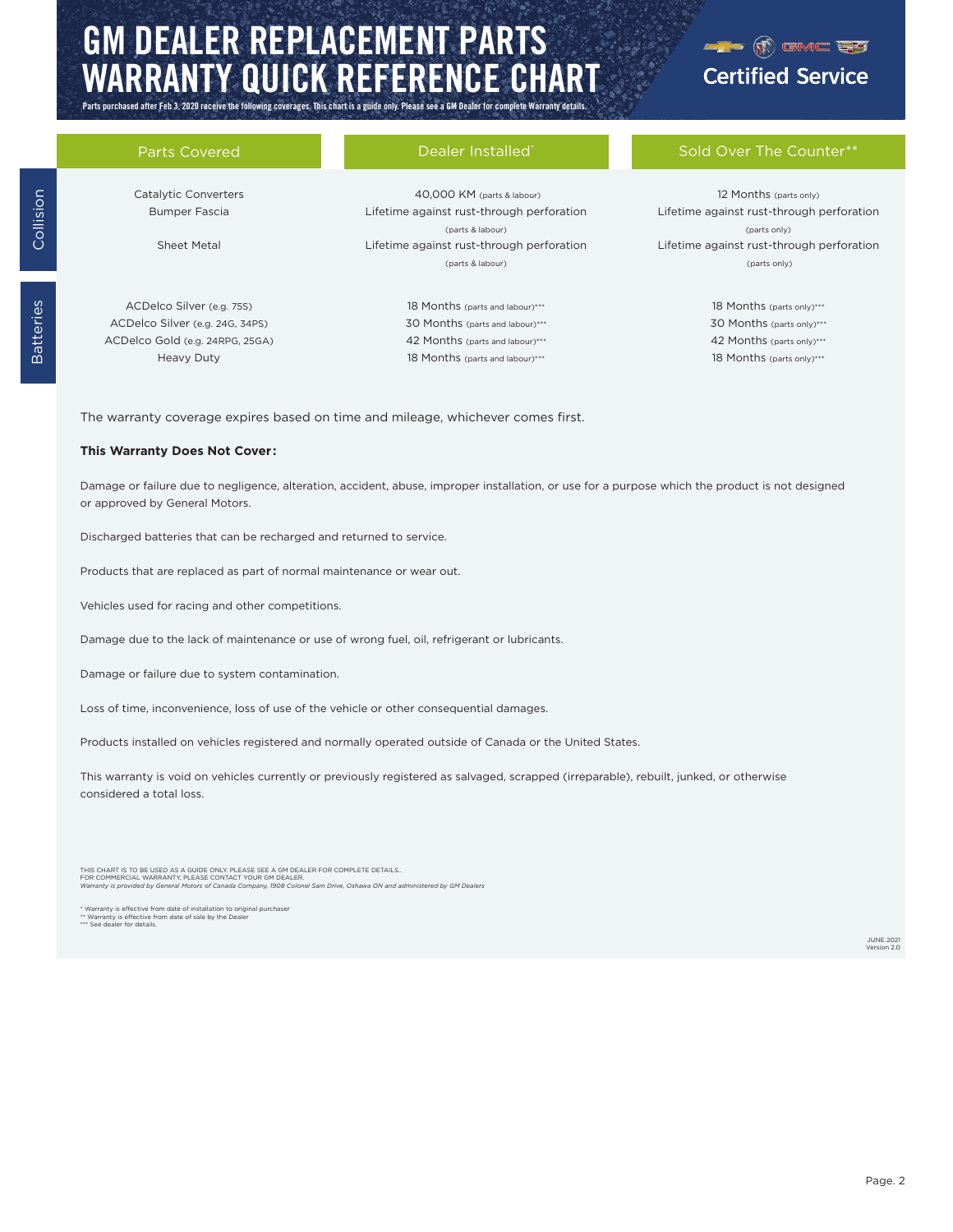# GM DEALER REPLACEMENT PARTS WARRANTY QUICK REFERENCE CHART

Parts purchased after Feb 3, 2020 receive the following coverages. This chart is a guide only. Please see a GM Dealer for complete Warranty details.

Certified Service

| | Parts Covered | Dealer Installed* | Sold Over The Counter** |
|---|---|---|---|
| Collision | Catalytic Converters | 40,000 KM (parts & labour) | 12 Months (parts only) |
| | Bumper Fascia | Lifetime against rust-through perforation (parts & labour) | Lifetime against rust-through perforation (parts only) |
| | Sheet Metal | Lifetime against rust-through perforation (parts & labour) | Lifetime against rust-through perforation (parts only) |
| Batteries | ACDelco Silver (e.g. 75S) | 18 Months (parts and labour)*** | 18 Months (parts only)*** |
| | ACDelco Silver (e.g. 24G, 34PS) | 30 Months (parts and labour)*** | 30 Months (parts only)*** |
| | ACDelco Gold (e.g. 24RPG, 25GA) | 42 Months (parts and labour)*** | 42 Months (parts only)*** |
| | Heavy Duty | 18 Months (parts and labour)*** | 18 Months (parts only)*** |

The warranty coverage expires based on time and mileage, whichever comes first.

**This Warranty Does Not Cover:**

Damage or failure due to negligence, alteration, accident, abuse, improper installation, or use for a purpose which the product is not designed or approved by General Motors.

Discharged batteries that can be recharged and returned to service.

Products that are replaced as part of normal maintenance or wear out.

Vehicles used for racing and other competitions.

Damage due to the lack of maintenance or use of wrong fuel, oil, refrigerant or lubricants.

Damage or failure due to system contamination.

Loss of time, inconvenience, loss of use of the vehicle or other consequential damages.

Products installed on vehicles registered and normally operated outside of Canada or the United States.

This warranty is void on vehicles currently or previously registered as salvaged, scrapped (irreparable), rebuilt, junked, or otherwise considered a total loss.

THIS CHART IS TO BE USED AS A GUIDE ONLY. PLEASE SEE A GM DEALER FOR COMPLETE DETAILS..
FOR COMMERCIAL WARRANTY, PLEASE CONTACT YOUR GM DEALER.
*Warranty is provided by General Motors of Canada Company, 1908 Colonel Sam Drive, Oshawa ON and administered by GM Dealers*

\* Warranty is effective from date of installation to original purchaser
** Warranty is effective from date of sale by the Dealer
*** See dealer for details.

JUNE 2021
Version 2.0